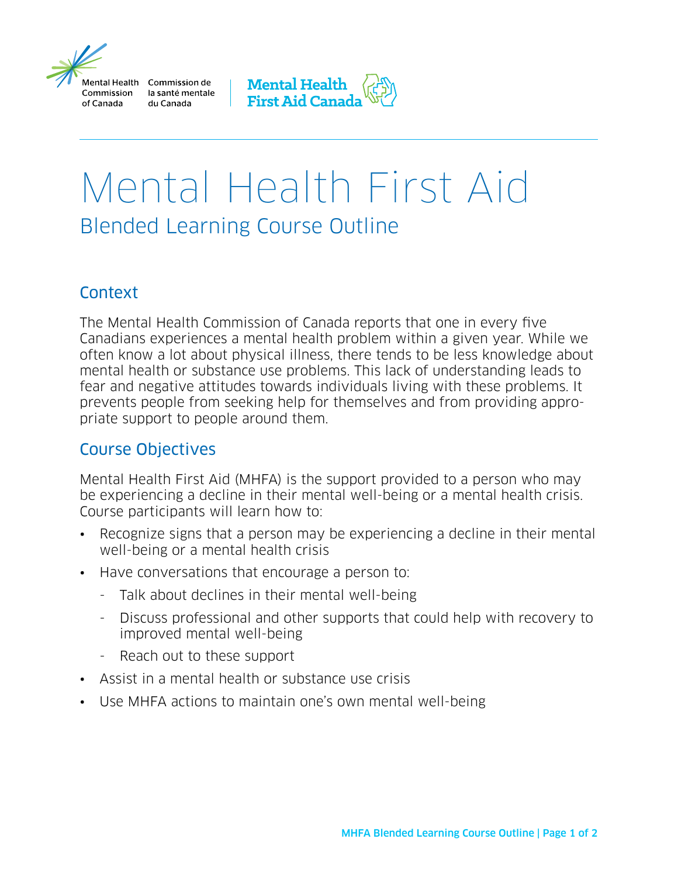Mental Health Commission of Canada | Commission de la santé mentale du Canada

Mental Health First Aid Canada

# Mental Health First Aid

## Blended Learning Course Outline

### Context

The Mental Health Commission of Canada reports that one in every five Canadians experiences a mental health problem within a given year. While we often know a lot about physical illness, there tends to be less knowledge about mental health or substance use problems. This lack of understanding leads to fear and negative attitudes towards individuals living with these problems. It prevents people from seeking help for themselves and from providing appropriate support to people around them.

### Course Objectives

Mental Health First Aid (MHFA) is the support provided to a person who may be experiencing a decline in their mental well-being or a mental health crisis. Course participants will learn how to:

- Recognize signs that a person may be experiencing a decline in their mental well-being or a mental health crisis
- Have conversations that encourage a person to:
  - Talk about declines in their mental well-being
  - Discuss professional and other supports that could help with recovery to improved mental well-being
  - Reach out to these support
- Assist in a mental health or substance use crisis
- Use MHFA actions to maintain one's own mental well-being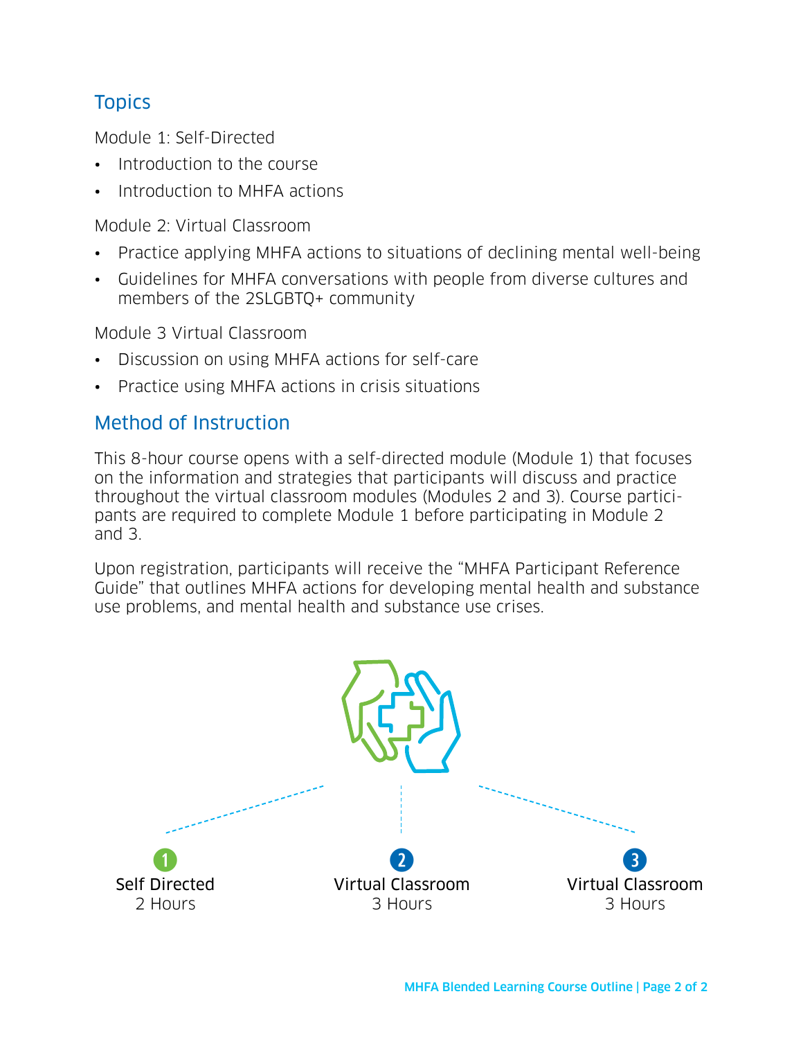## Topics

Module 1: Self-Directed

- Introduction to the course
- Introduction to MHFA actions

Module 2: Virtual Classroom

- Practice applying MHFA actions to situations of declining mental well-being
- Guidelines for MHFA conversations with people from diverse cultures and members of the 2SLGBTQ+ community

Module 3 Virtual Classroom

- Discussion on using MHFA actions for self-care
- Practice using MHFA actions in crisis situations

## Method of Instruction

This 8-hour course opens with a self-directed module (Module 1) that focuses on the information and strategies that participants will discuss and practice throughout the virtual classroom modules (Modules 2 and 3). Course participants are required to complete Module 1 before participating in Module 2 and 3.

Upon registration, participants will receive the "MHFA Participant Reference Guide" that outlines MHFA actions for developing mental health and substance use problems, and mental health and substance use crises.

1
Self Directed
2 Hours

2
Virtual Classroom
3 Hours

3
Virtual Classroom
3 Hours